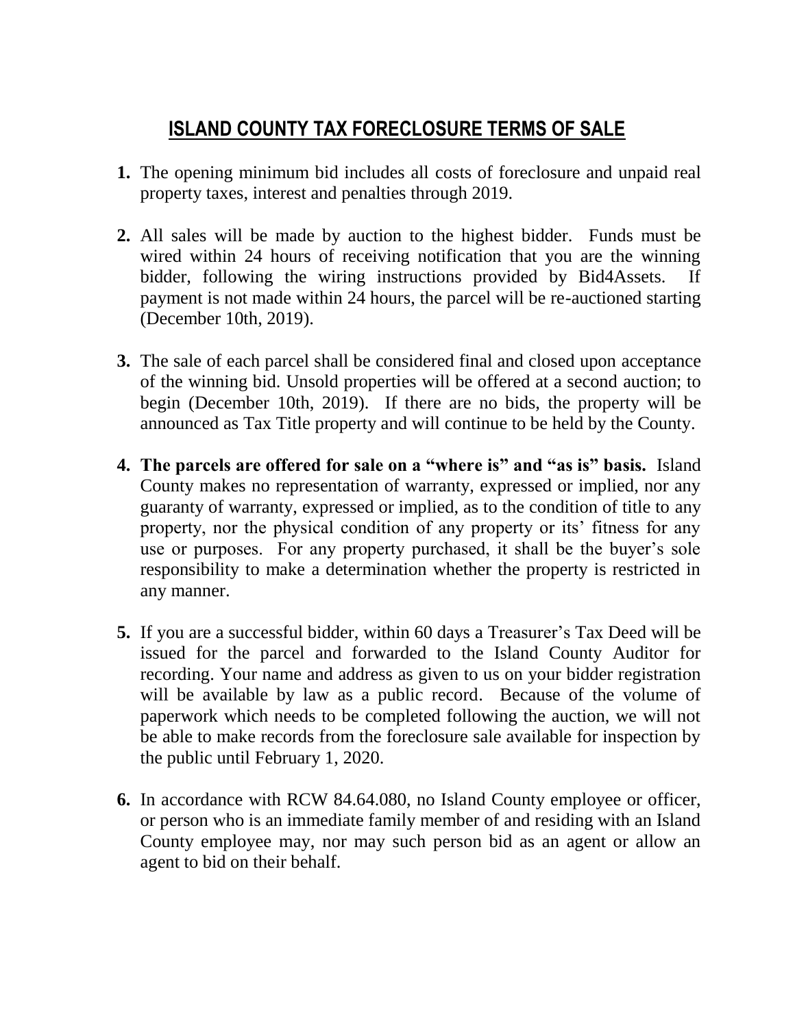# ISLAND COUNTY TAX FORECLOSURE TERMS OF SALE

1. The opening minimum bid includes all costs of foreclosure and unpaid real property taxes, interest and penalties through 2019.

2. All sales will be made by auction to the highest bidder. Funds must be wired within 24 hours of receiving notification that you are the winning bidder, following the wiring instructions provided by Bid4Assets. If payment is not made within 24 hours, the parcel will be re-auctioned starting (December 10th, 2019).

3. The sale of each parcel shall be considered final and closed upon acceptance of the winning bid. Unsold properties will be offered at a second auction; to begin (December 10th, 2019). If there are no bids, the property will be announced as Tax Title property and will continue to be held by the County.

4. **The parcels are offered for sale on a "where is" and "as is" basis.** Island County makes no representation of warranty, expressed or implied, nor any guaranty of warranty, expressed or implied, as to the condition of title to any property, nor the physical condition of any property or its' fitness for any use or purposes. For any property purchased, it shall be the buyer's sole responsibility to make a determination whether the property is restricted in any manner.

5. If you are a successful bidder, within 60 days a Treasurer's Tax Deed will be issued for the parcel and forwarded to the Island County Auditor for recording. Your name and address as given to us on your bidder registration will be available by law as a public record. Because of the volume of paperwork which needs to be completed following the auction, we will not be able to make records from the foreclosure sale available for inspection by the public until February 1, 2020.

6. In accordance with RCW 84.64.080, no Island County employee or officer, or person who is an immediate family member of and residing with an Island County employee may, nor may such person bid as an agent or allow an agent to bid on their behalf.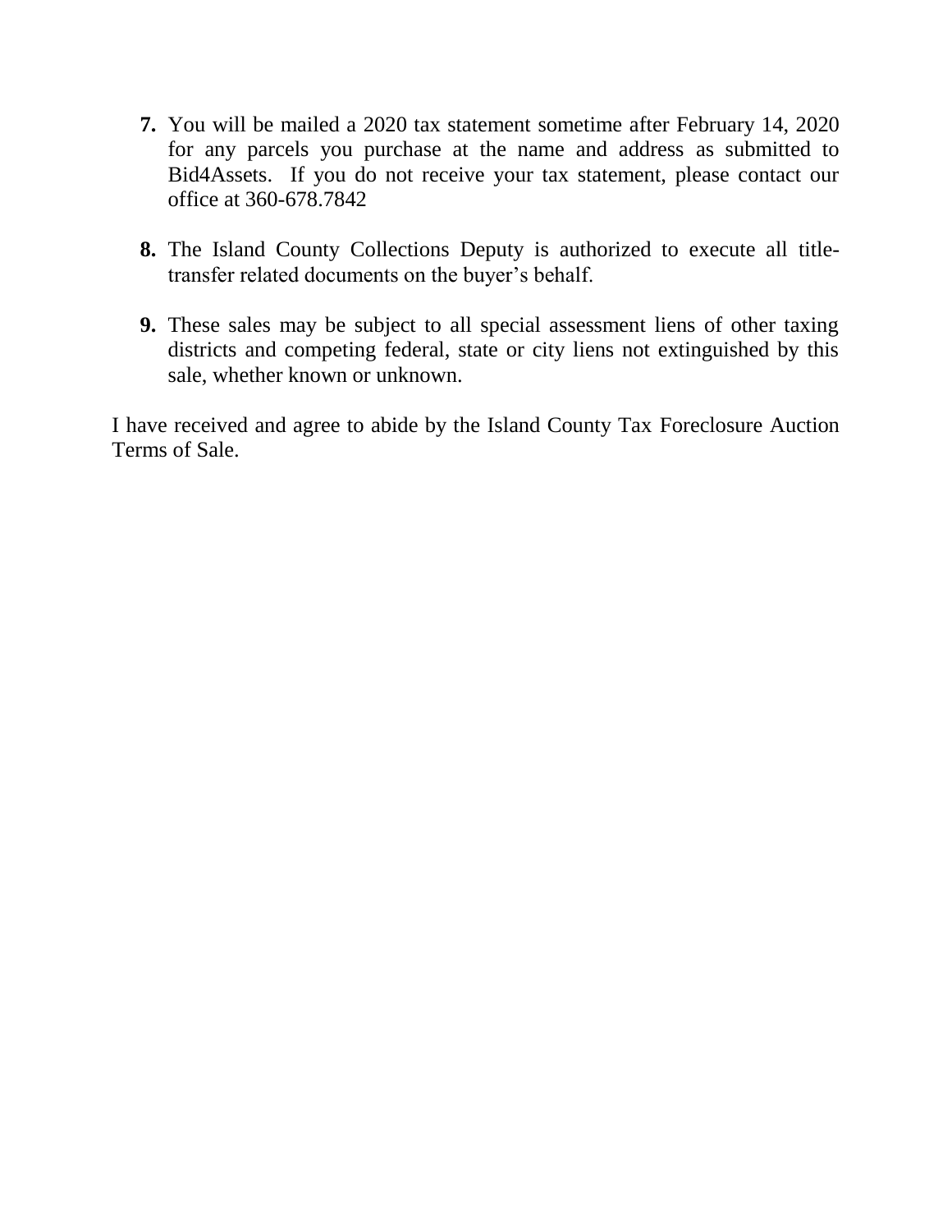7. You will be mailed a 2020 tax statement sometime after February 14, 2020 for any parcels you purchase at the name and address as submitted to Bid4Assets. If you do not receive your tax statement, please contact our office at 360-678.7842

8. The Island County Collections Deputy is authorized to execute all title-transfer related documents on the buyer's behalf.

9. These sales may be subject to all special assessment liens of other taxing districts and competing federal, state or city liens not extinguished by this sale, whether known or unknown.

I have received and agree to abide by the Island County Tax Foreclosure Auction Terms of Sale.